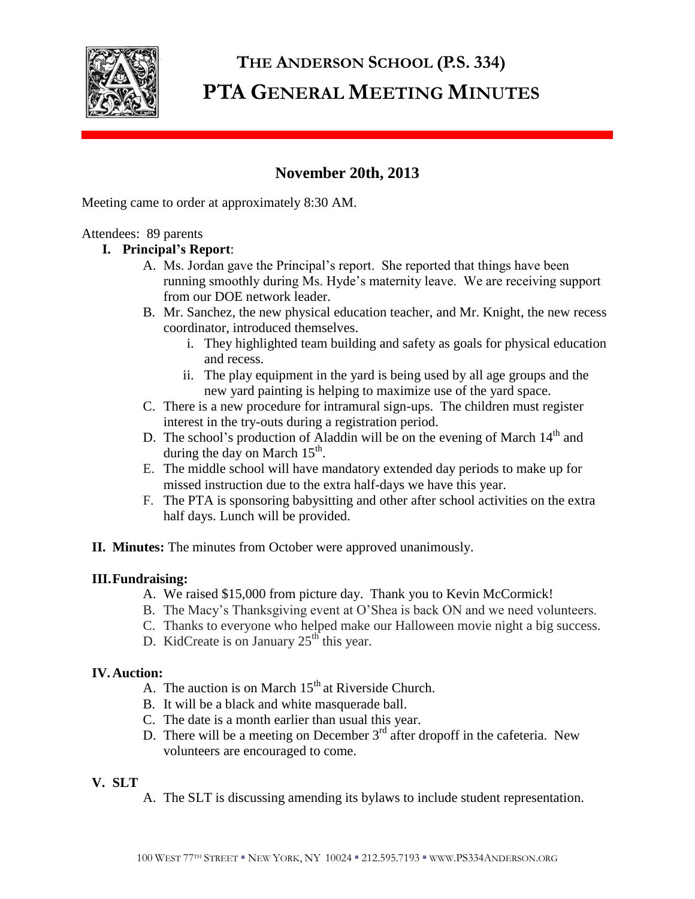# THE ANDERSON SCHOOL (P.S. 334)

# PTA GENERAL MEETING MINUTES

## November 20th, 2013

Meeting came to order at approximately 8:30 AM.

Attendees: 89 parents

**I. Principal's Report**:

A. Ms. Jordan gave the Principal's report. She reported that things have been running smoothly during Ms. Hyde's maternity leave. We are receiving support from our DOE network leader.

B. Mr. Sanchez, the new physical education teacher, and Mr. Knight, the new recess coordinator, introduced themselves.

   i. They highlighted team building and safety as goals for physical education and recess.

   ii. The play equipment in the yard is being used by all age groups and the new yard painting is helping to maximize use of the yard space.

C. There is a new procedure for intramural sign-ups. The children must register interest in the try-outs during a registration period.

D. The school's production of Aladdin will be on the evening of March 14th and during the day on March 15th.

E. The middle school will have mandatory extended day periods to make up for missed instruction due to the extra half-days we have this year.

F. The PTA is sponsoring babysitting and other after school activities on the extra half days. Lunch will be provided.

**II. Minutes:** The minutes from October were approved unanimously.

**III. Fundraising:**

A. We raised $15,000 from picture day. Thank you to Kevin McCormick!

B. The Macy's Thanksgiving event at O'Shea is back ON and we need volunteers.

C. Thanks to everyone who helped make our Halloween movie night a big success.

D. KidCreate is on January 25th this year.

**IV. Auction:**

A. The auction is on March 15th at Riverside Church.

B. It will be a black and white masquerade ball.

C. The date is a month earlier than usual this year.

D. There will be a meeting on December 3rd after dropoff in the cafeteria. New volunteers are encouraged to come.

**V. SLT**

A. The SLT is discussing amending its bylaws to include student representation.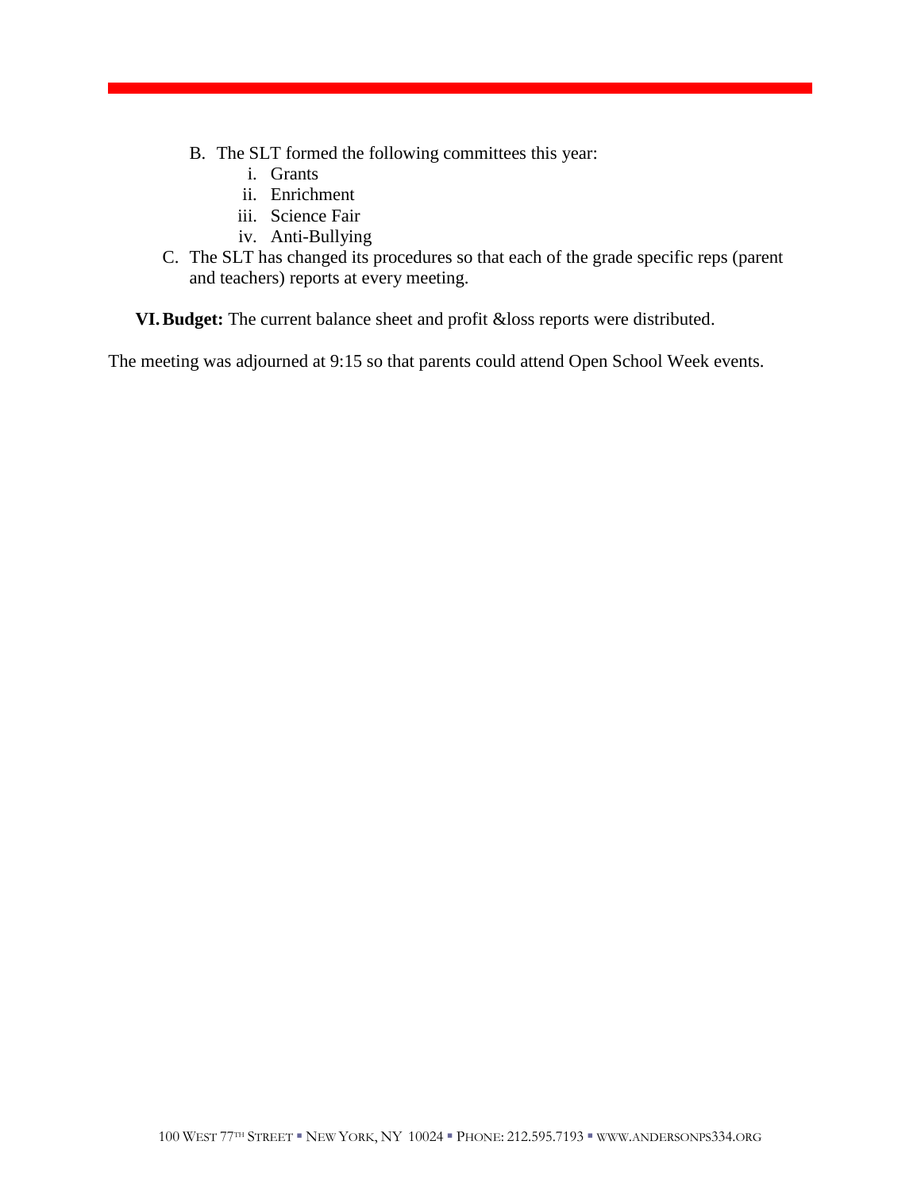B. The SLT formed the following committees this year:
    i. Grants
    ii. Enrichment
    iii. Science Fair
    iv. Anti-Bullying
C. The SLT has changed its procedures so that each of the grade specific reps (parent and teachers) reports at every meeting.

**VI. Budget:** The current balance sheet and profit &loss reports were distributed.

The meeting was adjourned at 9:15 so that parents could attend Open School Week events.